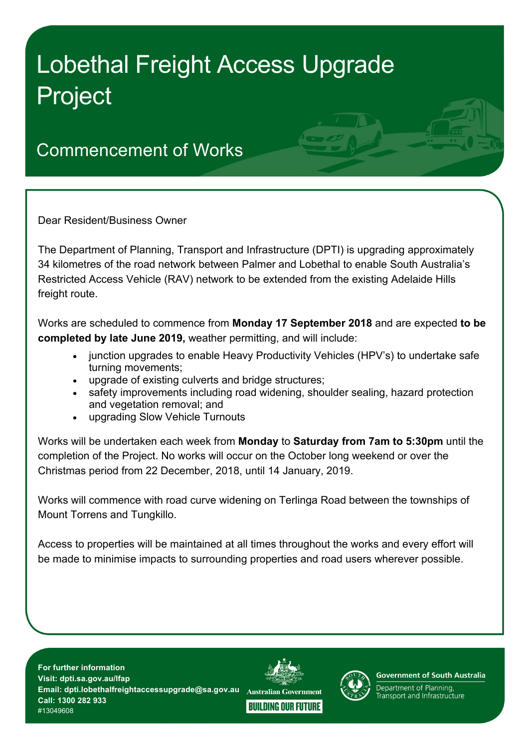# Lobethal Freight Access Upgrade Project

## Commencement of Works

Dear Resident/Business Owner

The Department of Planning, Transport and Infrastructure (DPTI) is upgrading approximately 34 kilometres of the road network between Palmer and Lobethal to enable South Australia's Restricted Access Vehicle (RAV) network to be extended from the existing Adelaide Hills freight route.

Works are scheduled to commence from **Monday 17 September 2018** and are expected **to be completed by late June 2019,** weather permitting, and will include:

- junction upgrades to enable Heavy Productivity Vehicles (HPV's) to undertake safe turning movements;
- upgrade of existing culverts and bridge structures;
- safety improvements including road widening, shoulder sealing, hazard protection and vegetation removal; and
- upgrading Slow Vehicle Turnouts

Works will be undertaken each week from **Monday** to **Saturday from 7am to 5:30pm** until the completion of the Project. No works will occur on the October long weekend or over the Christmas period from 22 December, 2018, until 14 January, 2019.

Works will commence with road curve widening on Terlinga Road between the townships of Mount Torrens and Tungkillo.

Access to properties will be maintained at all times throughout the works and every effort will be made to minimise impacts to surrounding properties and road users wherever possible.

**For further information**
**Visit: dpti.sa.gov.au/lfap**
**Email: dpti.lobethalfreightaccessupgrade@sa.gov.au**
**Call: 1300 282 933**
#13049608

Australian Government
BUILDING OUR FUTURE

Government of South Australia
Department of Planning, Transport and Infrastructure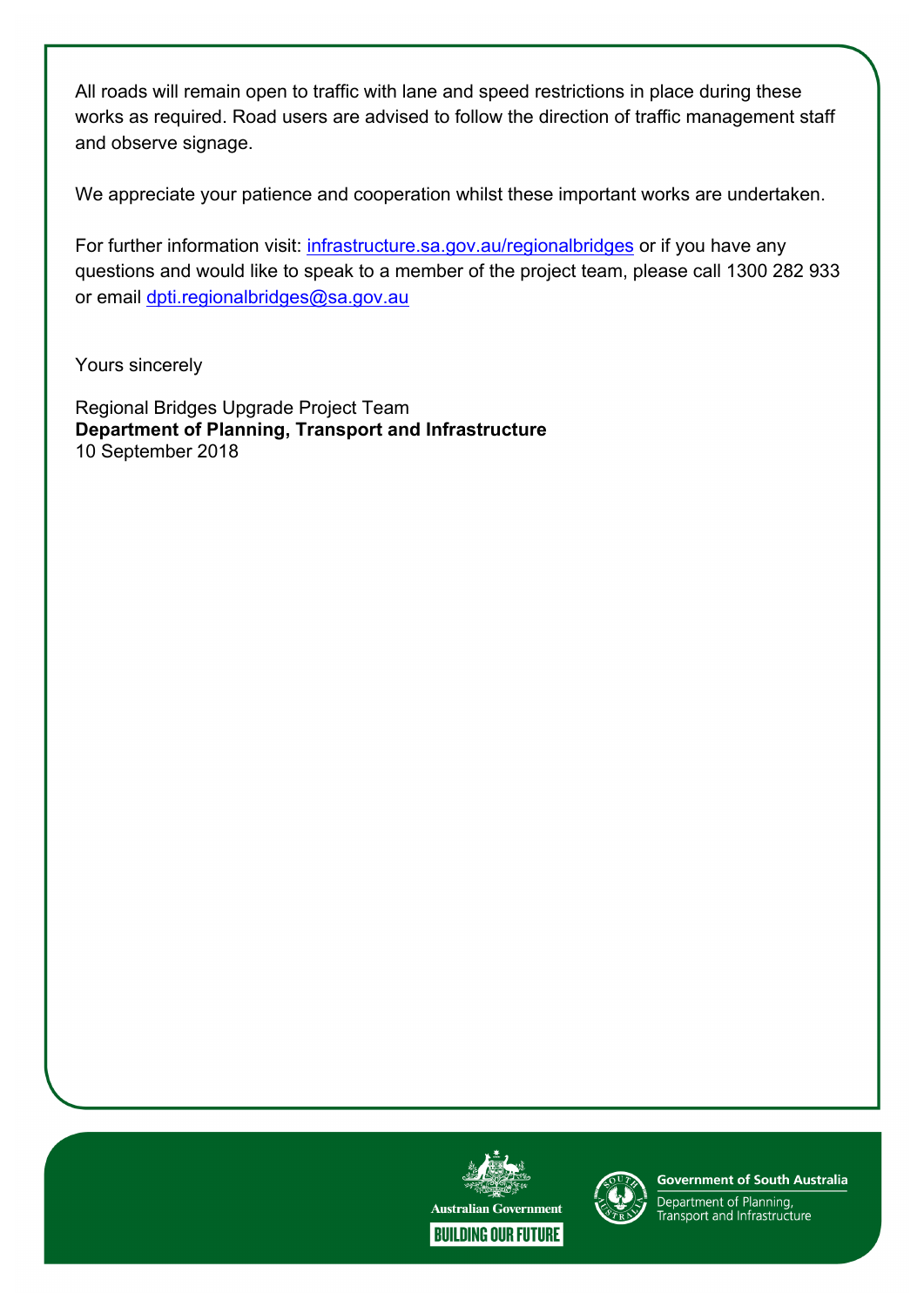All roads will remain open to traffic with lane and speed restrictions in place during these works as required. Road users are advised to follow the direction of traffic management staff and observe signage.

We appreciate your patience and cooperation whilst these important works are undertaken.

For further information visit: [infrastructure.sa.gov.au/regionalbridges](infrastructure.sa.gov.au/regionalbridges) or if you have any questions and would like to speak to a member of the project team, please call 1300 282 933 or email [dpti.regionalbridges@sa.gov.au](mailto:dpti.regionalbridges@sa.gov.au)

Yours sincerely

Regional Bridges Upgrade Project Team
**Department of Planning, Transport and Infrastructure**
10 September 2018

Australian Government
BUILDING OUR FUTURE

Government of South Australia
Department of Planning, Transport and Infrastructure